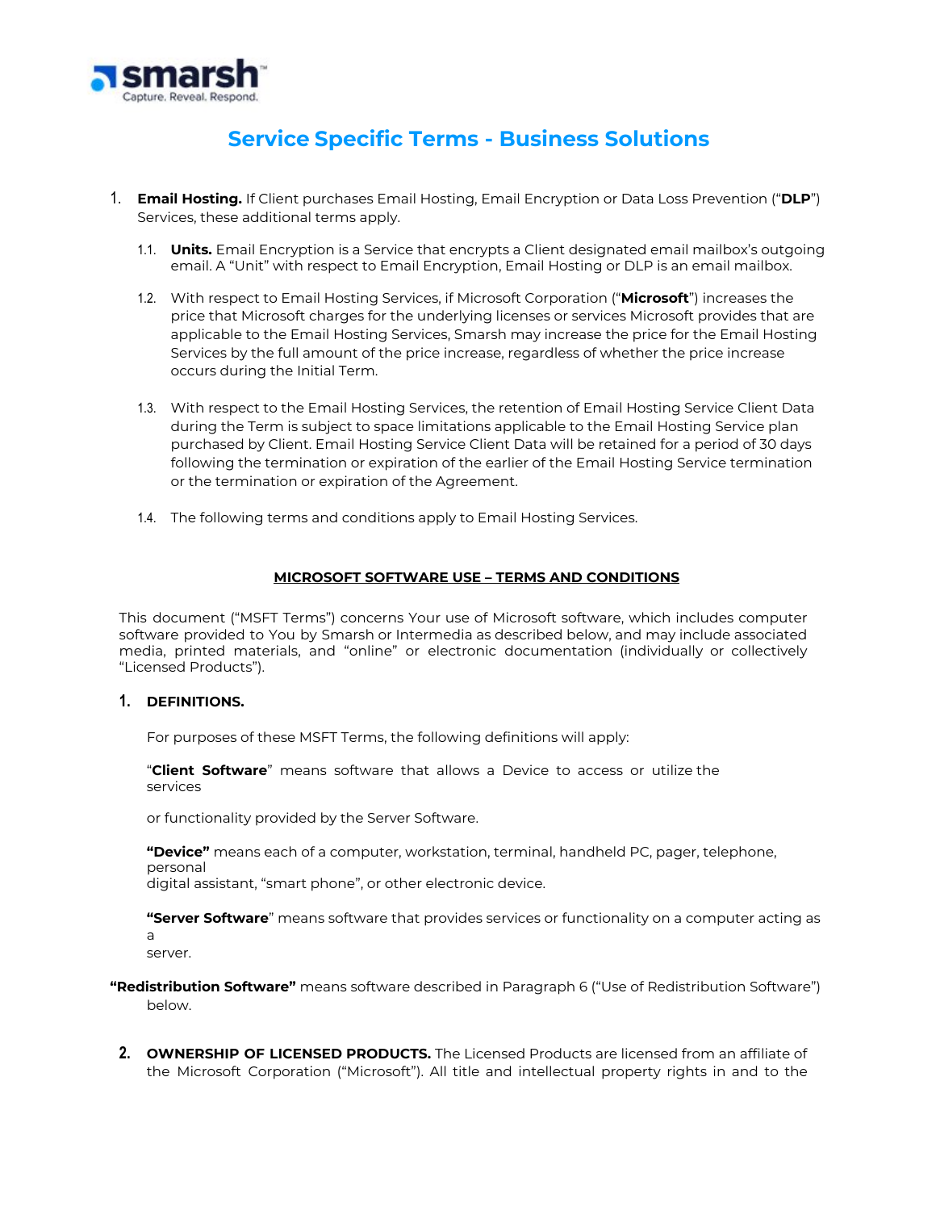# Service Specific Terms - Business Solutions

1. **Email Hosting.** If Client purchases Email Hosting, Email Encryption or Data Loss Prevention ("**DLP**") Services, these additional terms apply.

   1.1. **Units.** Email Encryption is a Service that encrypts a Client designated email mailbox's outgoing email. A "Unit" with respect to Email Encryption, Email Hosting or DLP is an email mailbox.

   1.2. With respect to Email Hosting Services, if Microsoft Corporation ("**Microsoft**") increases the price that Microsoft charges for the underlying licenses or services Microsoft provides that are applicable to the Email Hosting Services, Smarsh may increase the price for the Email Hosting Services by the full amount of the price increase, regardless of whether the price increase occurs during the Initial Term.

   1.3. With respect to the Email Hosting Services, the retention of Email Hosting Service Client Data during the Term is subject to space limitations applicable to the Email Hosting Service plan purchased by Client. Email Hosting Service Client Data will be retained for a period of 30 days following the termination or expiration of the earlier of the Email Hosting Service termination or the termination or expiration of the Agreement.

   1.4. The following terms and conditions apply to Email Hosting Services.

## MICROSOFT SOFTWARE USE – TERMS AND CONDITIONS

This document ("MSFT Terms") concerns Your use of Microsoft software, which includes computer software provided to You by Smarsh or Intermedia as described below, and may include associated media, printed materials, and "online" or electronic documentation (individually or collectively "Licensed Products").

1. **DEFINITIONS.**

   For purposes of these MSFT Terms, the following definitions will apply:

   "**Client Software**" means software that allows a Device to access or utilize the services or functionality provided by the Server Software.

   **"Device"** means each of a computer, workstation, terminal, handheld PC, pager, telephone, personal digital assistant, "smart phone", or other electronic device.

   **"Server Software**" means software that provides services or functionality on a computer acting as a server.

   **"Redistribution Software"** means software described in Paragraph 6 ("Use of Redistribution Software") below.

2. **OWNERSHIP OF LICENSED PRODUCTS.** The Licensed Products are licensed from an affiliate of the Microsoft Corporation ("Microsoft"). All title and intellectual property rights in and to the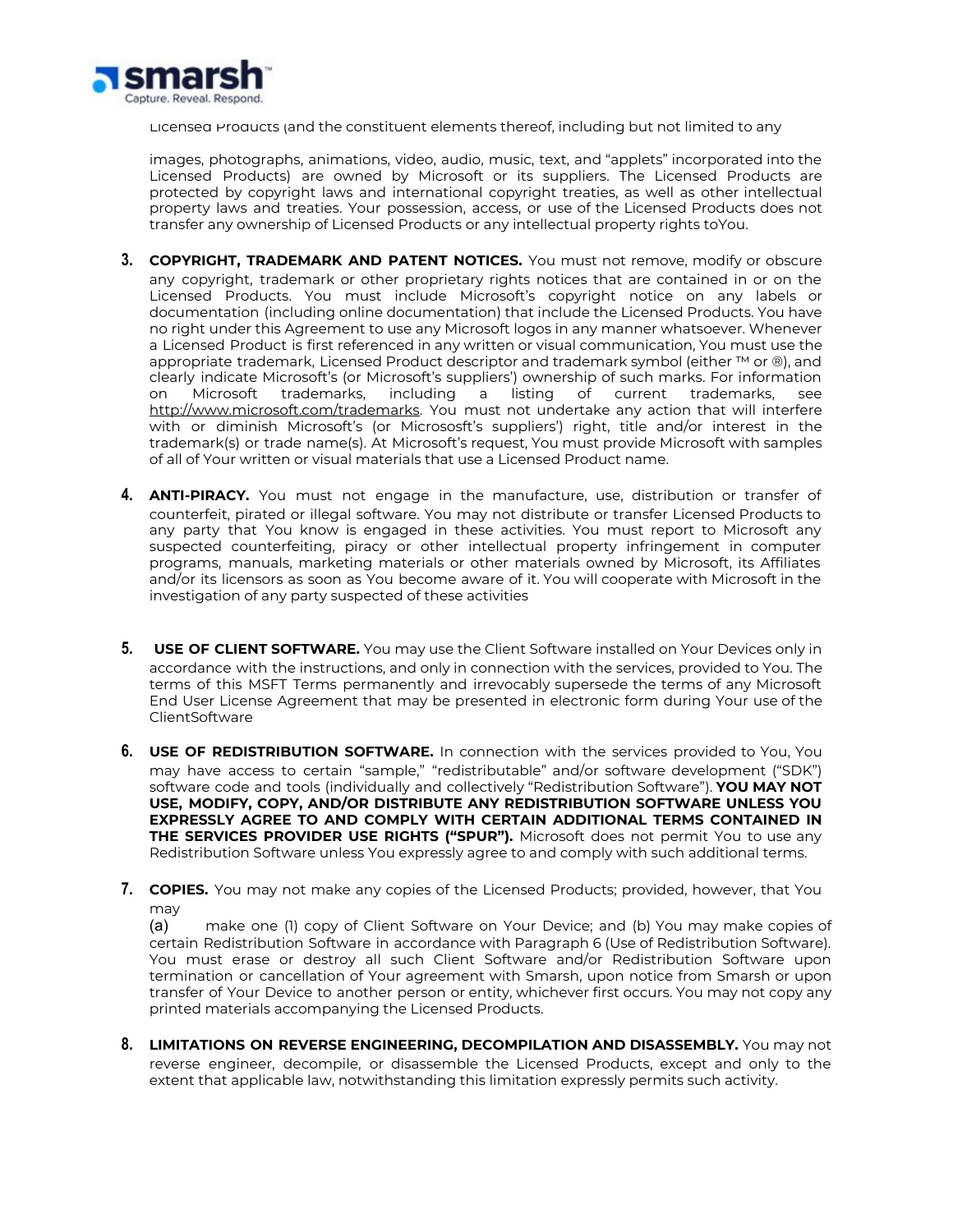Licensed Products (and the constituent elements thereof, including but not limited to any

images, photographs, animations, video, audio, music, text, and "applets" incorporated into the Licensed Products) are owned by Microsoft or its suppliers. The Licensed Products are protected by copyright laws and international copyright treaties, as well as other intellectual property laws and treaties. Your possession, access, or use of the Licensed Products does not transfer any ownership of Licensed Products or any intellectual property rights toYou.

3. **COPYRIGHT, TRADEMARK AND PATENT NOTICES.** You must not remove, modify or obscure any copyright, trademark or other proprietary rights notices that are contained in or on the Licensed Products. You must include Microsoft's copyright notice on any labels or documentation (including online documentation) that include the Licensed Products. You have no right under this Agreement to use any Microsoft logos in any manner whatsoever. Whenever a Licensed Product is first referenced in any written or visual communication, You must use the appropriate trademark, Licensed Product descriptor and trademark symbol (either ™ or ®), and clearly indicate Microsoft's (or Microsoft's suppliers') ownership of such marks. For information on Microsoft trademarks, including a listing of current trademarks, see http://www.microsoft.com/trademarks. You must not undertake any action that will interfere with or diminish Microsoft's (or Micrososft's suppliers') right, title and/or interest in the trademark(s) or trade name(s). At Microsoft's request, You must provide Microsoft with samples of all of Your written or visual materials that use a Licensed Product name.

4. **ANTI-PIRACY.** You must not engage in the manufacture, use, distribution or transfer of counterfeit, pirated or illegal software. You may not distribute or transfer Licensed Products to any party that You know is engaged in these activities. You must report to Microsoft any suspected counterfeiting, piracy or other intellectual property infringement in computer programs, manuals, marketing materials or other materials owned by Microsoft, its Affiliates and/or its licensors as soon as You become aware of it. You will cooperate with Microsoft in the investigation of any party suspected of these activities

5. **USE OF CLIENT SOFTWARE.** You may use the Client Software installed on Your Devices only in accordance with the instructions, and only in connection with the services, provided to You. The terms of this MSFT Terms permanently and irrevocably supersede the terms of any Microsoft End User License Agreement that may be presented in electronic form during Your use of the ClientSoftware

6. **USE OF REDISTRIBUTION SOFTWARE.** In connection with the services provided to You, You may have access to certain "sample," "redistributable" and/or software development ("SDK") software code and tools (individually and collectively "Redistribution Software"). **YOU MAY NOT USE, MODIFY, COPY, AND/OR DISTRIBUTE ANY REDISTRIBUTION SOFTWARE UNLESS YOU EXPRESSLY AGREE TO AND COMPLY WITH CERTAIN ADDITIONAL TERMS CONTAINED IN THE SERVICES PROVIDER USE RIGHTS ("SPUR").** Microsoft does not permit You to use any Redistribution Software unless You expressly agree to and comply with such additional terms.

7. **COPIES.** You may not make any copies of the Licensed Products; provided, however, that You may
(a) make one (1) copy of Client Software on Your Device; and (b) You may make copies of certain Redistribution Software in accordance with Paragraph 6 (Use of Redistribution Software). You must erase or destroy all such Client Software and/or Redistribution Software upon termination or cancellation of Your agreement with Smarsh, upon notice from Smarsh or upon transfer of Your Device to another person or entity, whichever first occurs. You may not copy any printed materials accompanying the Licensed Products.

8. **LIMITATIONS ON REVERSE ENGINEERING, DECOMPILATION AND DISASSEMBLY.** You may not reverse engineer, decompile, or disassemble the Licensed Products, except and only to the extent that applicable law, notwithstanding this limitation expressly permits such activity.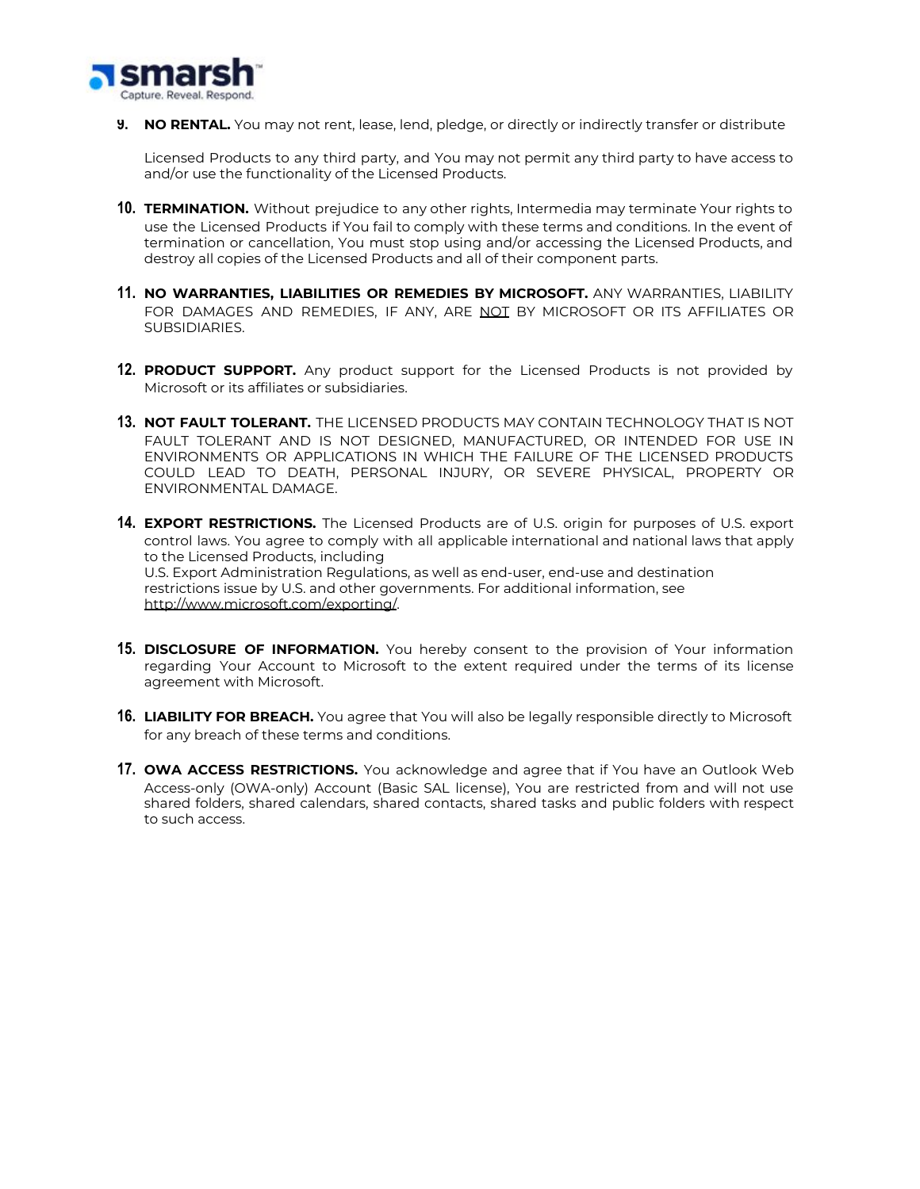9. **NO RENTAL.** You may not rent, lease, lend, pledge, or directly or indirectly transfer or distribute

   Licensed Products to any third party, and You may not permit any third party to have access to and/or use the functionality of the Licensed Products.

10. **TERMINATION.** Without prejudice to any other rights, Intermedia may terminate Your rights to use the Licensed Products if You fail to comply with these terms and conditions. In the event of termination or cancellation, You must stop using and/or accessing the Licensed Products, and destroy all copies of the Licensed Products and all of their component parts.

11. **NO WARRANTIES, LIABILITIES OR REMEDIES BY MICROSOFT.** ANY WARRANTIES, LIABILITY FOR DAMAGES AND REMEDIES, IF ANY, ARE NOT BY MICROSOFT OR ITS AFFILIATES OR SUBSIDIARIES.

12. **PRODUCT SUPPORT.** Any product support for the Licensed Products is not provided by Microsoft or its affiliates or subsidiaries.

13. **NOT FAULT TOLERANT.** THE LICENSED PRODUCTS MAY CONTAIN TECHNOLOGY THAT IS NOT FAULT TOLERANT AND IS NOT DESIGNED, MANUFACTURED, OR INTENDED FOR USE IN ENVIRONMENTS OR APPLICATIONS IN WHICH THE FAILURE OF THE LICENSED PRODUCTS COULD LEAD TO DEATH, PERSONAL INJURY, OR SEVERE PHYSICAL, PROPERTY OR ENVIRONMENTAL DAMAGE.

14. **EXPORT RESTRICTIONS.** The Licensed Products are of U.S. origin for purposes of U.S. export control laws. You agree to comply with all applicable international and national laws that apply to the Licensed Products, including
    U.S. Export Administration Regulations, as well as end-user, end-use and destination restrictions issue by U.S. and other governments. For additional information, see http://www.microsoft.com/exporting/.

15. **DISCLOSURE OF INFORMATION.** You hereby consent to the provision of Your information regarding Your Account to Microsoft to the extent required under the terms of its license agreement with Microsoft.

16. **LIABILITY FOR BREACH.** You agree that You will also be legally responsible directly to Microsoft for any breach of these terms and conditions.

17. **OWA ACCESS RESTRICTIONS.** You acknowledge and agree that if You have an Outlook Web Access-only (OWA-only) Account (Basic SAL license), You are restricted from and will not use shared folders, shared calendars, shared contacts, shared tasks and public folders with respect to such access.